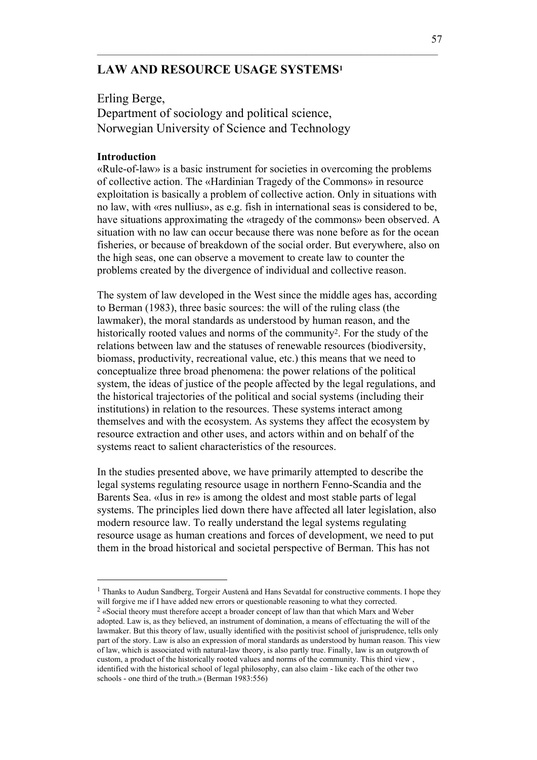# LAW AND RESOURCE USAGE SYSTEMS[1]

Erling Berge,
Department of sociology and political science,
Norwegian University of Science and Technology

**Introduction**

«Rule-of-law» is a basic instrument for societies in overcoming the problems of collective action. The «Hardinian Tragedy of the Commons» in resource exploitation is basically a problem of collective action. Only in situations with no law, with «res nullius», as e.g. fish in international seas is considered to be, have situations approximating the «tragedy of the commons» been observed. A situation with no law can occur because there was none before as for the ocean fisheries, or because of breakdown of the social order. But everywhere, also on the high seas, one can observe a movement to create law to counter the problems created by the divergence of individual and collective reason.

The system of law developed in the West since the middle ages has, according to Berman (1983), three basic sources: the will of the ruling class (the lawmaker), the moral standards as understood by human reason, and the historically rooted values and norms of the community[2]. For the study of the relations between law and the statuses of renewable resources (biodiversity, biomass, productivity, recreational value, etc.) this means that we need to conceptualize three broad phenomena: the power relations of the political system, the ideas of justice of the people affected by the legal regulations, and the historical trajectories of the political and social systems (including their institutions) in relation to the resources. These systems interact among themselves and with the ecosystem. As systems they affect the ecosystem by resource extraction and other uses, and actors within and on behalf of the systems react to salient characteristics of the resources.

In the studies presented above, we have primarily attempted to describe the legal systems regulating resource usage in northern Fenno-Scandia and the Barents Sea. «Ius in re» is among the oldest and most stable parts of legal systems. The principles lied down there have affected all later legislation, also modern resource law. To really understand the legal systems regulating resource usage as human creations and forces of development, we need to put them in the broad historical and societal perspective of Berman. This has not

---

[1] Thanks to Audun Sandberg, Torgeir Austenå and Hans Sevatdal for constructive comments. I hope they will forgive me if I have added new errors or questionable reasoning to what they corrected.

[2] «Social theory must therefore accept a broader concept of law than that which Marx and Weber adopted. Law is, as they believed, an instrument of domination, a means of effectuating the will of the lawmaker. But this theory of law, usually identified with the positivist school of jurisprudence, tells only part of the story. Law is also an expression of moral standards as understood by human reason. This view of law, which is associated with natural-law theory, is also partly true. Finally, law is an outgrowth of custom, a product of the historically rooted values and norms of the community. This third view , identified with the historical school of legal philosophy, can also claim - like each of the other two schools - one third of the truth.» (Berman 1983:556)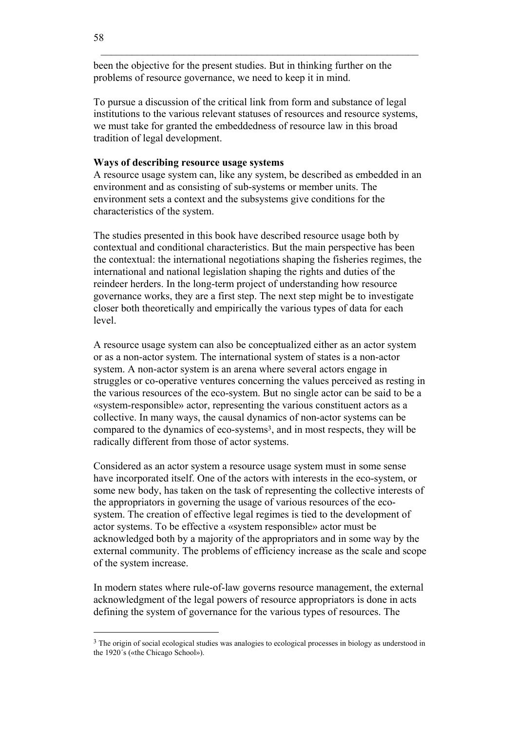been the objective for the present studies. But in thinking further on the problems of resource governance, we need to keep it in mind.

To pursue a discussion of the critical link from form and substance of legal institutions to the various relevant statuses of resources and resource systems, we must take for granted the embeddedness of resource law in this broad tradition of legal development.

**Ways of describing resource usage systems**

A resource usage system can, like any system, be described as embedded in an environment and as consisting of sub-systems or member units. The environment sets a context and the subsystems give conditions for the characteristics of the system.

The studies presented in this book have described resource usage both by contextual and conditional characteristics. But the main perspective has been the contextual: the international negotiations shaping the fisheries regimes, the international and national legislation shaping the rights and duties of the reindeer herders. In the long-term project of understanding how resource governance works, they are a first step. The next step might be to investigate closer both theoretically and empirically the various types of data for each level.

A resource usage system can also be conceptualized either as an actor system or as a non-actor system. The international system of states is a non-actor system. A non-actor system is an arena where several actors engage in struggles or co-operative ventures concerning the values perceived as resting in the various resources of the eco-system. But no single actor can be said to be a «system-responsible» actor, representing the various constituent actors as a collective. In many ways, the causal dynamics of non-actor systems can be compared to the dynamics of eco-systems[3], and in most respects, they will be radically different from those of actor systems.

Considered as an actor system a resource usage system must in some sense have incorporated itself. One of the actors with interests in the eco-system, or some new body, has taken on the task of representing the collective interests of the appropriators in governing the usage of various resources of the eco-system. The creation of effective legal regimes is tied to the development of actor systems. To be effective a «system responsible» actor must be acknowledged both by a majority of the appropriators and in some way by the external community. The problems of efficiency increase as the scale and scope of the system increase.

In modern states where rule-of-law governs resource management, the external acknowledgment of the legal powers of resource appropriators is done in acts defining the system of governance for the various types of resources. The

---

[3] The origin of social ecological studies was analogies to ecological processes in biology as understood in the 1920´s («the Chicago School»).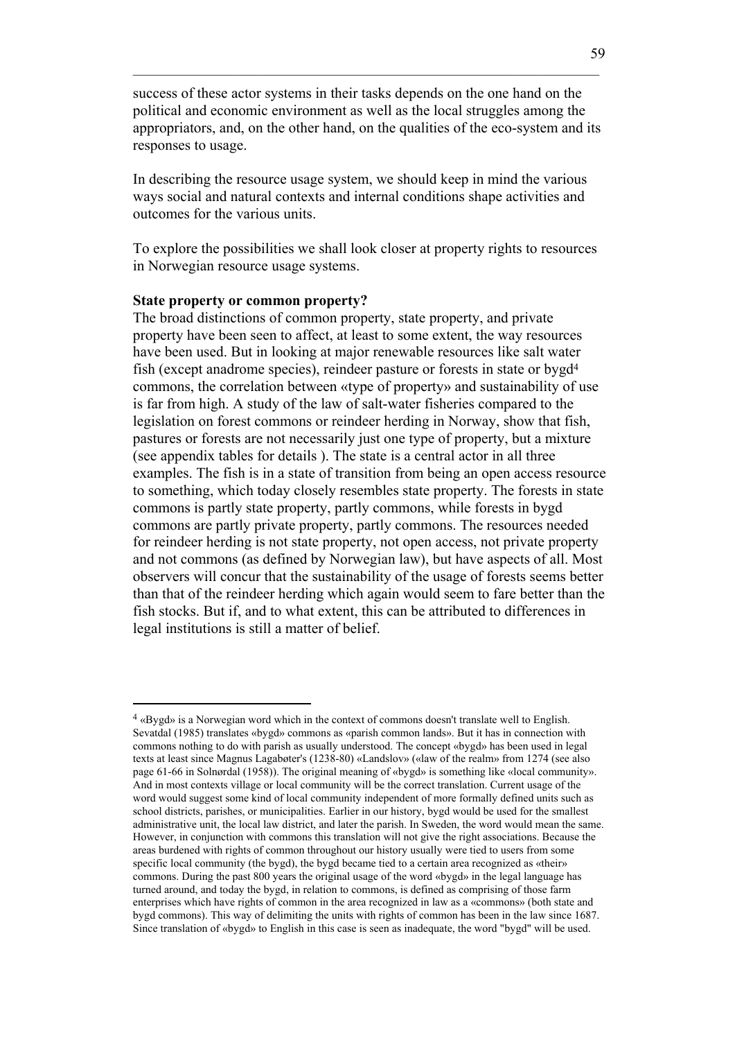success of these actor systems in their tasks depends on the one hand on the political and economic environment as well as the local struggles among the appropriators, and, on the other hand, on the qualities of the eco-system and its responses to usage.

In describing the resource usage system, we should keep in mind the various ways social and natural contexts and internal conditions shape activities and outcomes for the various units.

To explore the possibilities we shall look closer at property rights to resources in Norwegian resource usage systems.

**State property or common property?**

The broad distinctions of common property, state property, and private property have been seen to affect, at least to some extent, the way resources have been used. But in looking at major renewable resources like salt water fish (except anadrome species), reindeer pasture or forests in state or bygd[4] commons, the correlation between «type of property» and sustainability of use is far from high. A study of the law of salt-water fisheries compared to the legislation on forest commons or reindeer herding in Norway, show that fish, pastures or forests are not necessarily just one type of property, but a mixture (see appendix tables for details ). The state is a central actor in all three examples. The fish is in a state of transition from being an open access resource to something, which today closely resembles state property. The forests in state commons is partly state property, partly commons, while forests in bygd commons are partly private property, partly commons. The resources needed for reindeer herding is not state property, not open access, not private property and not commons (as defined by Norwegian law), but have aspects of all. Most observers will concur that the sustainability of the usage of forests seems better than that of the reindeer herding which again would seem to fare better than the fish stocks. But if, and to what extent, this can be attributed to differences in legal institutions is still a matter of belief.

---

[4] «Bygd» is a Norwegian word which in the context of commons doesn't translate well to English. Sevatdal (1985) translates «bygd» commons as «parish common lands». But it has in connection with commons nothing to do with parish as usually understood. The concept «bygd» has been used in legal texts at least since Magnus Lagabøter's (1238-80) «Landslov» («law of the realm» from 1274 (see also page 61-66 in Solnørdal (1958)). The original meaning of «bygd» is something like «local community». And in most contexts village or local community will be the correct translation. Current usage of the word would suggest some kind of local community independent of more formally defined units such as school districts, parishes, or municipalities. Earlier in our history, bygd would be used for the smallest administrative unit, the local law district, and later the parish. In Sweden, the word would mean the same. However, in conjunction with commons this translation will not give the right associations. Because the areas burdened with rights of common throughout our history usually were tied to users from some specific local community (the bygd), the bygd became tied to a certain area recognized as «their» commons. During the past 800 years the original usage of the word «bygd» in the legal language has turned around, and today the bygd, in relation to commons, is defined as comprising of those farm enterprises which have rights of common in the area recognized in law as a «commons» (both state and bygd commons). This way of delimiting the units with rights of common has been in the law since 1687. Since translation of «bygd» to English in this case is seen as inadequate, the word "bygd" will be used.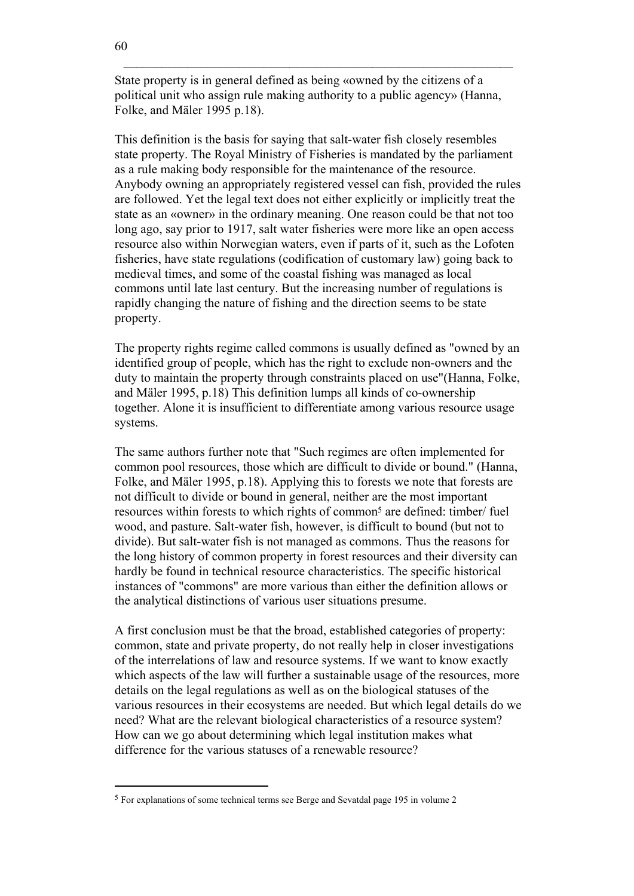State property is in general defined as being «owned by the citizens of a political unit who assign rule making authority to a public agency» (Hanna, Folke, and Mäler 1995 p.18).

This definition is the basis for saying that salt-water fish closely resembles state property. The Royal Ministry of Fisheries is mandated by the parliament as a rule making body responsible for the maintenance of the resource. Anybody owning an appropriately registered vessel can fish, provided the rules are followed. Yet the legal text does not either explicitly or implicitly treat the state as an «owner» in the ordinary meaning. One reason could be that not too long ago, say prior to 1917, salt water fisheries were more like an open access resource also within Norwegian waters, even if parts of it, such as the Lofoten fisheries, have state regulations (codification of customary law) going back to medieval times, and some of the coastal fishing was managed as local commons until late last century. But the increasing number of regulations is rapidly changing the nature of fishing and the direction seems to be state property.

The property rights regime called commons is usually defined as "owned by an identified group of people, which has the right to exclude non-owners and the duty to maintain the property through constraints placed on use"(Hanna, Folke, and Mäler 1995, p.18) This definition lumps all kinds of co-ownership together. Alone it is insufficient to differentiate among various resource usage systems.

The same authors further note that "Such regimes are often implemented for common pool resources, those which are difficult to divide or bound." (Hanna, Folke, and Mäler 1995, p.18). Applying this to forests we note that forests are not difficult to divide or bound in general, neither are the most important resources within forests to which rights of common[5] are defined: timber/ fuel wood, and pasture. Salt-water fish, however, is difficult to bound (but not to divide). But salt-water fish is not managed as commons. Thus the reasons for the long history of common property in forest resources and their diversity can hardly be found in technical resource characteristics. The specific historical instances of "commons" are more various than either the definition allows or the analytical distinctions of various user situations presume.

A first conclusion must be that the broad, established categories of property: common, state and private property, do not really help in closer investigations of the interrelations of law and resource systems. If we want to know exactly which aspects of the law will further a sustainable usage of the resources, more details on the legal regulations as well as on the biological statuses of the various resources in their ecosystems are needed. But which legal details do we need? What are the relevant biological characteristics of a resource system? How can we go about determining which legal institution makes what difference for the various statuses of a renewable resource?

---

[5] For explanations of some technical terms see Berge and Sevatdal page 195 in volume 2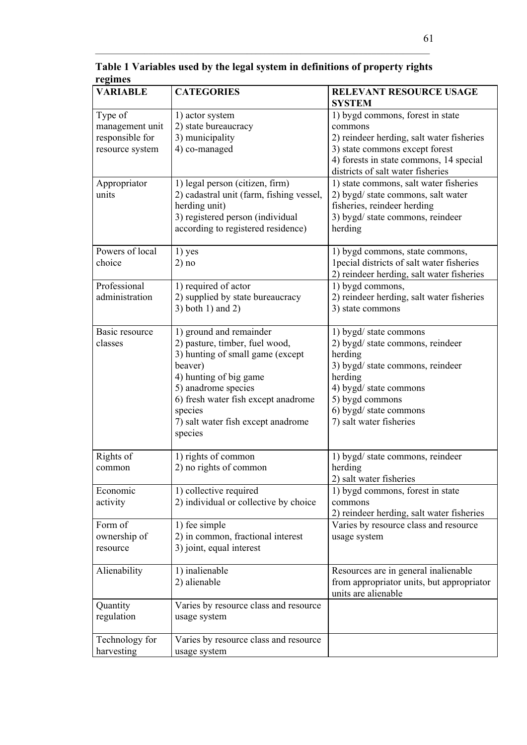**Table 1 Variables used by the legal system in definitions of property rights regimes**

| VARIABLE | CATEGORIES | RELEVANT RESOURCE USAGE SYSTEM |
|---|---|---|
| Type of management unit responsible for resource system | 1) actor system<br>2) state bureaucracy<br>3) municipality<br>4) co-managed | 1) bygd commons, forest in state commons<br>2) reindeer herding, salt water fisheries<br>3) state commons except forest<br>4) forests in state commons, 14 special districts of salt water fisheries |
| Appropriator units | 1) legal person (citizen, firm)<br>2) cadastral unit (farm, fishing vessel, herding unit)<br>3) registered person (individual according to registered residence) | 1) state commons, salt water fisheries<br>2) bygd/ state commons, salt water fisheries, reindeer herding<br>3) bygd/ state commons, reindeer herding |
| Powers of local choice | 1) yes<br>2) no | 1) bygd commons, state commons, 1pecial districts of salt water fisheries<br>2) reindeer herding, salt water fisheries |
| Professional administration | 1) required of actor<br>2) supplied by state bureaucracy<br>3) both 1) and 2) | 1) bygd commons,<br>2) reindeer herding, salt water fisheries<br>3) state commons |
| Basic resource classes | 1) ground and remainder<br>2) pasture, timber, fuel wood,<br>3) hunting of small game (except beaver)<br>4) hunting of big game<br>5) anadrome species<br>6) fresh water fish except anadrome species<br>7) salt water fish except anadrome species | 1) bygd/ state commons<br>2) bygd/ state commons, reindeer herding<br>3) bygd/ state commons, reindeer herding<br>4) bygd/ state commons<br>5) bygd commons<br>6) bygd/ state commons<br>7) salt water fisheries |
| Rights of common | 1) rights of common<br>2) no rights of common | 1) bygd/ state commons, reindeer herding<br>2) salt water fisheries |
| Economic activity | 1) collective required<br>2) individual or collective by choice | 1) bygd commons, forest in state commons<br>2) reindeer herding, salt water fisheries |
| Form of ownership of resource | 1) fee simple<br>2) in common, fractional interest<br>3) joint, equal interest | Varies by resource class and resource usage system |
| Alienability | 1) inalienable<br>2) alienable | Resources are in general inalienable from appropriator units, but appropriator units are alienable |
| Quantity regulation | Varies by resource class and resource usage system | |
| Technology for harvesting | Varies by resource class and resource usage system | |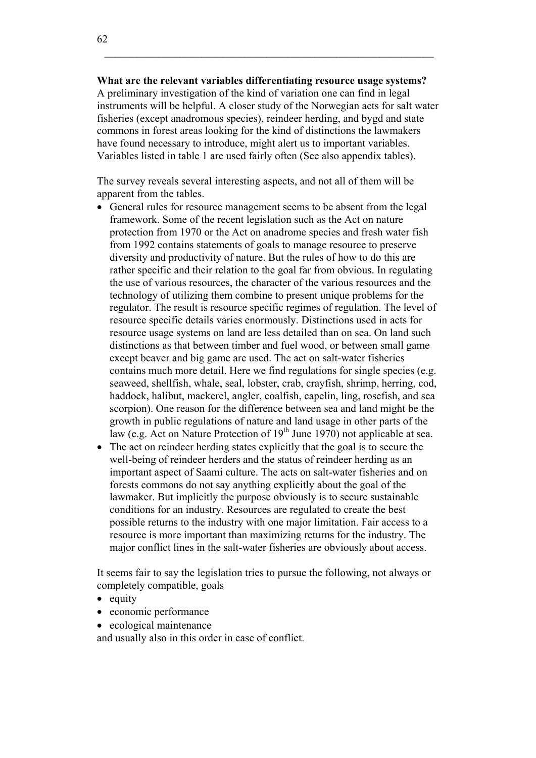**What are the relevant variables differentiating resource usage systems?**
A preliminary investigation of the kind of variation one can find in legal instruments will be helpful. A closer study of the Norwegian acts for salt water fisheries (except anadromous species), reindeer herding, and bygd and state commons in forest areas looking for the kind of distinctions the lawmakers have found necessary to introduce, might alert us to important variables. Variables listed in table 1 are used fairly often (See also appendix tables).

The survey reveals several interesting aspects, and not all of them will be apparent from the tables.

- General rules for resource management seems to be absent from the legal framework. Some of the recent legislation such as the Act on nature protection from 1970 or the Act on anadrome species and fresh water fish from 1992 contains statements of goals to manage resource to preserve diversity and productivity of nature. But the rules of how to do this are rather specific and their relation to the goal far from obvious. In regulating the use of various resources, the character of the various resources and the technology of utilizing them combine to present unique problems for the regulator. The result is resource specific regimes of regulation. The level of resource specific details varies enormously. Distinctions used in acts for resource usage systems on land are less detailed than on sea. On land such distinctions as that between timber and fuel wood, or between small game except beaver and big game are used. The act on salt-water fisheries contains much more detail. Here we find regulations for single species (e.g. seaweed, shellfish, whale, seal, lobster, crab, crayfish, shrimp, herring, cod, haddock, halibut, mackerel, angler, coalfish, capelin, ling, rosefish, and sea scorpion). One reason for the difference between sea and land might be the growth in public regulations of nature and land usage in other parts of the law (e.g. Act on Nature Protection of 19th June 1970) not applicable at sea.
- The act on reindeer herding states explicitly that the goal is to secure the well-being of reindeer herders and the status of reindeer herding as an important aspect of Saami culture. The acts on salt-water fisheries and on forests commons do not say anything explicitly about the goal of the lawmaker. But implicitly the purpose obviously is to secure sustainable conditions for an industry. Resources are regulated to create the best possible returns to the industry with one major limitation. Fair access to a resource is more important than maximizing returns for the industry. The major conflict lines in the salt-water fisheries are obviously about access.

It seems fair to say the legislation tries to pursue the following, not always or completely compatible, goals

- equity
- economic performance
- ecological maintenance

and usually also in this order in case of conflict.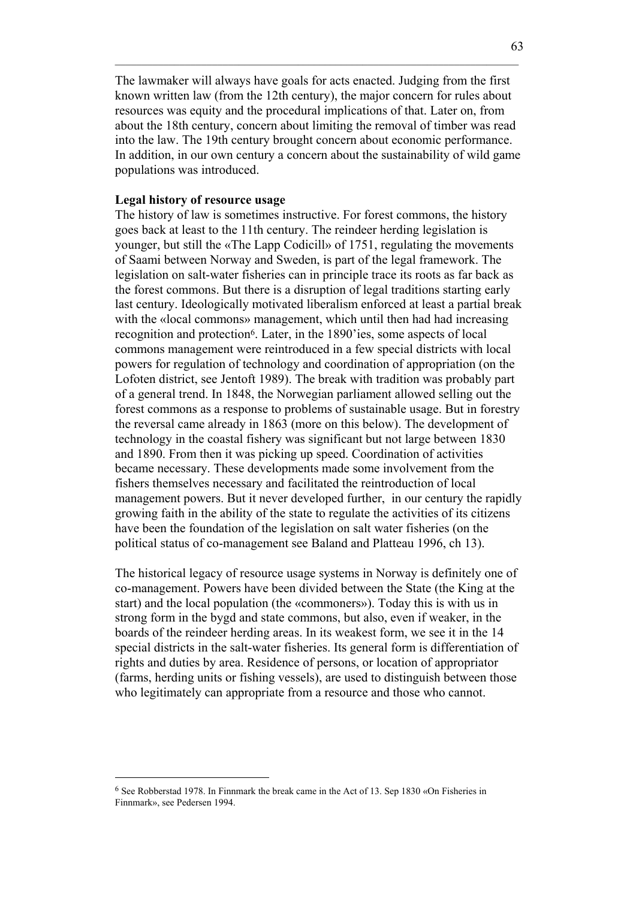The lawmaker will always have goals for acts enacted. Judging from the first known written law (from the 12th century), the major concern for rules about resources was equity and the procedural implications of that. Later on, from about the 18th century, concern about limiting the removal of timber was read into the law. The 19th century brought concern about economic performance. In addition, in our own century a concern about the sustainability of wild game populations was introduced.

**Legal history of resource usage**

The history of law is sometimes instructive. For forest commons, the history goes back at least to the 11th century. The reindeer herding legislation is younger, but still the «The Lapp Codicill» of 1751, regulating the movements of Saami between Norway and Sweden, is part of the legal framework. The legislation on salt-water fisheries can in principle trace its roots as far back as the forest commons. But there is a disruption of legal traditions starting early last century. Ideologically motivated liberalism enforced at least a partial break with the «local commons» management, which until then had had increasing recognition and protection[6]. Later, in the 1890'ies, some aspects of local commons management were reintroduced in a few special districts with local powers for regulation of technology and coordination of appropriation (on the Lofoten district, see Jentoft 1989). The break with tradition was probably part of a general trend. In 1848, the Norwegian parliament allowed selling out the forest commons as a response to problems of sustainable usage. But in forestry the reversal came already in 1863 (more on this below). The development of technology in the coastal fishery was significant but not large between 1830 and 1890. From then it was picking up speed. Coordination of activities became necessary. These developments made some involvement from the fishers themselves necessary and facilitated the reintroduction of local management powers. But it never developed further,  in our century the rapidly growing faith in the ability of the state to regulate the activities of its citizens have been the foundation of the legislation on salt water fisheries (on the political status of co-management see Baland and Platteau 1996, ch 13).

The historical legacy of resource usage systems in Norway is definitely one of co-management. Powers have been divided between the State (the King at the start) and the local population (the «commoners»). Today this is with us in strong form in the bygd and state commons, but also, even if weaker, in the boards of the reindeer herding areas. In its weakest form, we see it in the 14 special districts in the salt-water fisheries. Its general form is differentiation of rights and duties by area. Residence of persons, or location of appropriator (farms, herding units or fishing vessels), are used to distinguish between those who legitimately can appropriate from a resource and those who cannot.

---

[6] See Robberstad 1978. In Finnmark the break came in the Act of 13. Sep 1830 «On Fisheries in Finnmark», see Pedersen 1994.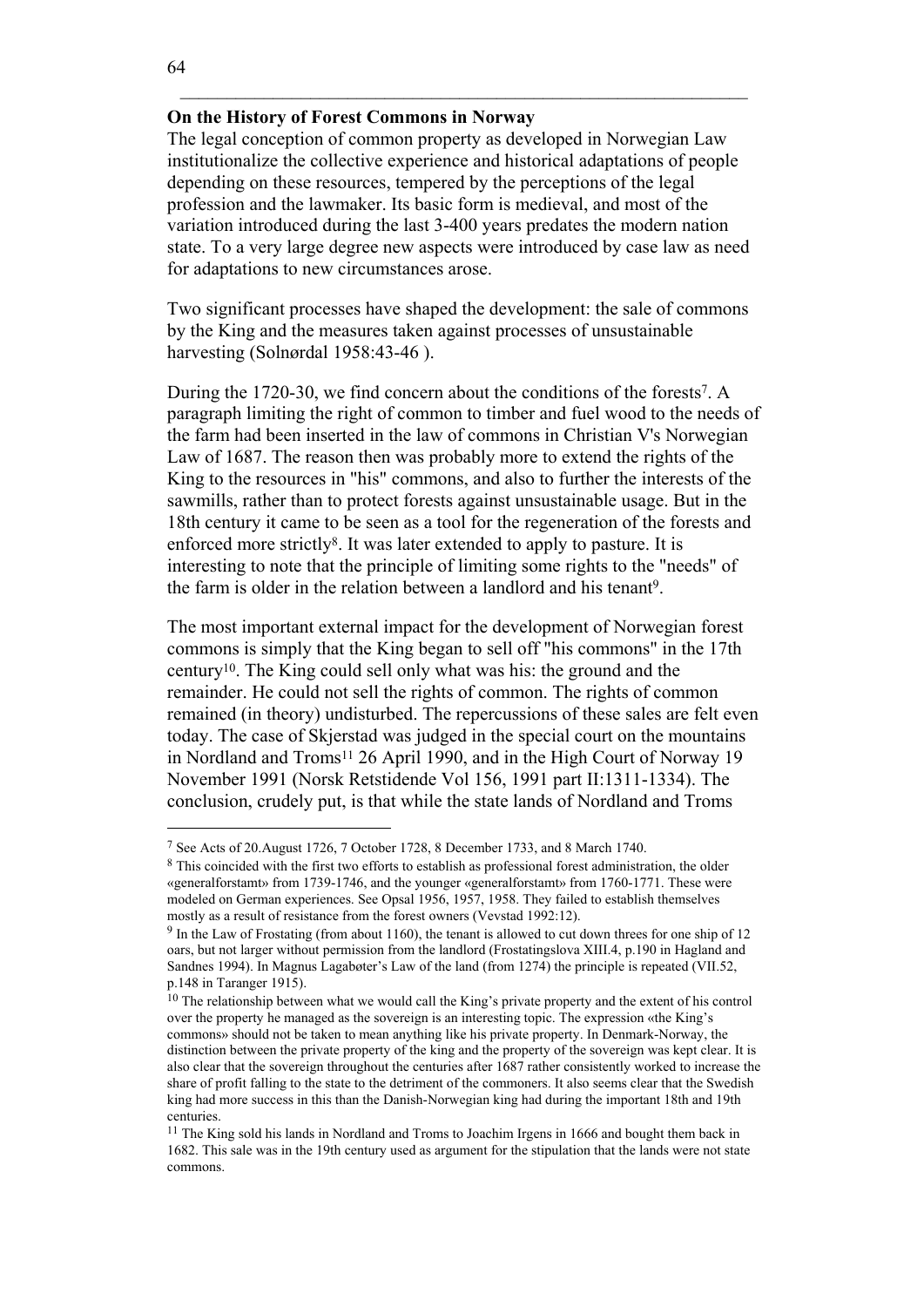**On the History of Forest Commons in Norway**

The legal conception of common property as developed in Norwegian Law institutionalize the collective experience and historical adaptations of people depending on these resources, tempered by the perceptions of the legal profession and the lawmaker. Its basic form is medieval, and most of the variation introduced during the last 3-400 years predates the modern nation state. To a very large degree new aspects were introduced by case law as need for adaptations to new circumstances arose.

Two significant processes have shaped the development: the sale of commons by the King and the measures taken against processes of unsustainable harvesting (Solnørdal 1958:43-46 ).

During the 1720-30, we find concern about the conditions of the forests[7]. A paragraph limiting the right of common to timber and fuel wood to the needs of the farm had been inserted in the law of commons in Christian V's Norwegian Law of 1687. The reason then was probably more to extend the rights of the King to the resources in "his" commons, and also to further the interests of the sawmills, rather than to protect forests against unsustainable usage. But in the 18th century it came to be seen as a tool for the regeneration of the forests and enforced more strictly[8]. It was later extended to apply to pasture. It is interesting to note that the principle of limiting some rights to the "needs" of the farm is older in the relation between a landlord and his tenant[9].

The most important external impact for the development of Norwegian forest commons is simply that the King began to sell off "his commons" in the 17th century[10]. The King could sell only what was his: the ground and the remainder. He could not sell the rights of common. The rights of common remained (in theory) undisturbed. The repercussions of these sales are felt even today. The case of Skjerstad was judged in the special court on the mountains in Nordland and Troms[11] 26 April 1990, and in the High Court of Norway 19 November 1991 (Norsk Retstidende Vol 156, 1991 part II:1311-1334). The conclusion, crudely put, is that while the state lands of Nordland and Troms

---

[7] See Acts of 20.August 1726, 7 October 1728, 8 December 1733, and 8 March 1740.

[8] This coincided with the first two efforts to establish as professional forest administration, the older «generalforstamt» from 1739-1746, and the younger «generalforstamt» from 1760-1771. These were modeled on German experiences. See Opsal 1956, 1957, 1958. They failed to establish themselves mostly as a result of resistance from the forest owners (Vevstad 1992:12).

[9] In the Law of Frostating (from about 1160), the tenant is allowed to cut down threes for one ship of 12 oars, but not larger without permission from the landlord (Frostatingslova XIII.4, p.190 in Hagland and Sandnes 1994). In Magnus Lagabøter's Law of the land (from 1274) the principle is repeated (VII.52, p.148 in Taranger 1915).

[10] The relationship between what we would call the King's private property and the extent of his control over the property he managed as the sovereign is an interesting topic. The expression «the King's commons» should not be taken to mean anything like his private property. In Denmark-Norway, the distinction between the private property of the king and the property of the sovereign was kept clear. It is also clear that the sovereign throughout the centuries after 1687 rather consistently worked to increase the share of profit falling to the state to the detriment of the commoners. It also seems clear that the Swedish king had more success in this than the Danish-Norwegian king had during the important 18th and 19th centuries.

[11] The King sold his lands in Nordland and Troms to Joachim Irgens in 1666 and bought them back in 1682. This sale was in the 19th century used as argument for the stipulation that the lands were not state commons.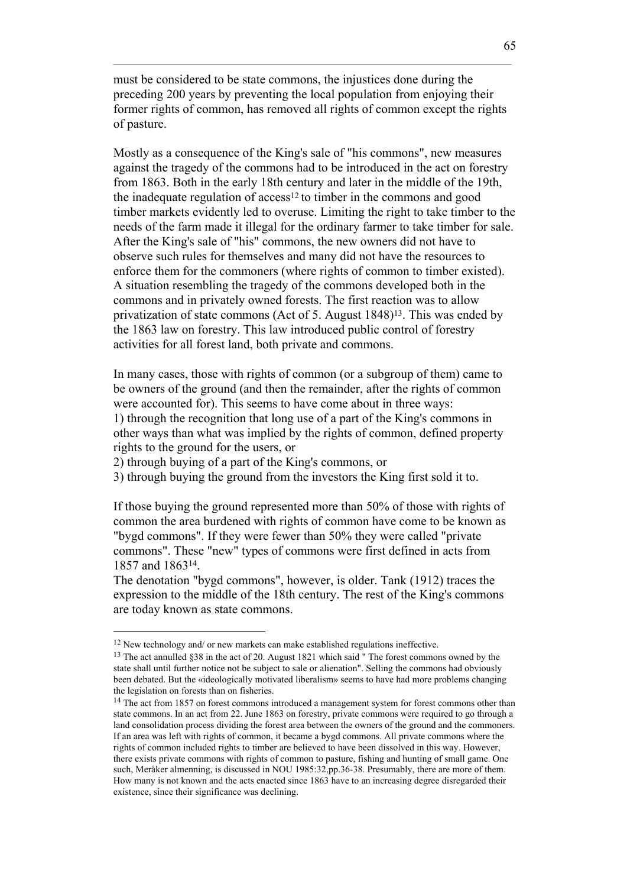must be considered to be state commons, the injustices done during the preceding 200 years by preventing the local population from enjoying their former rights of common, has removed all rights of common except the rights of pasture.

Mostly as a consequence of the King's sale of "his commons", new measures against the tragedy of the commons had to be introduced in the act on forestry from 1863. Both in the early 18th century and later in the middle of the 19th, the inadequate regulation of access[12] to timber in the commons and good timber markets evidently led to overuse. Limiting the right to take timber to the needs of the farm made it illegal for the ordinary farmer to take timber for sale. After the King's sale of "his" commons, the new owners did not have to observe such rules for themselves and many did not have the resources to enforce them for the commoners (where rights of common to timber existed). A situation resembling the tragedy of the commons developed both in the commons and in privately owned forests. The first reaction was to allow privatization of state commons (Act of 5. August 1848)[13]. This was ended by the 1863 law on forestry. This law introduced public control of forestry activities for all forest land, both private and commons.

In many cases, those with rights of common (or a subgroup of them) came to be owners of the ground (and then the remainder, after the rights of common were accounted for). This seems to have come about in three ways:
1) through the recognition that long use of a part of the King's commons in other ways than what was implied by the rights of common, defined property rights to the ground for the users, or
2) through buying of a part of the King's commons, or
3) through buying the ground from the investors the King first sold it to.

If those buying the ground represented more than 50% of those with rights of common the area burdened with rights of common have come to be known as "bygd commons". If they were fewer than 50% they were called "private commons". These "new" types of commons were first defined in acts from 1857 and 1863[14].
The denotation "bygd commons", however, is older. Tank (1912) traces the expression to the middle of the 18th century. The rest of the King's commons are today known as state commons.

---

[12] New technology and/ or new markets can make established regulations ineffective.

[13] The act annulled §38 in the act of 20. August 1821 which said " The forest commons owned by the state shall until further notice not be subject to sale or alienation". Selling the commons had obviously been debated. But the «ideologically motivated liberalism» seems to have had more problems changing the legislation on forests than on fisheries.

[14] The act from 1857 on forest commons introduced a management system for forest commons other than state commons. In an act from 22. June 1863 on forestry, private commons were required to go through a land consolidation process dividing the forest area between the owners of the ground and the commoners. If an area was left with rights of common, it became a bygd commons. All private commons where the rights of common included rights to timber are believed to have been dissolved in this way. However, there exists private commons with rights of common to pasture, fishing and hunting of small game. One such, Meråker almenning, is discussed in NOU 1985:32,pp.36-38. Presumably, there are more of them. How many is not known and the acts enacted since 1863 have to an increasing degree disregarded their existence, since their significance was declining.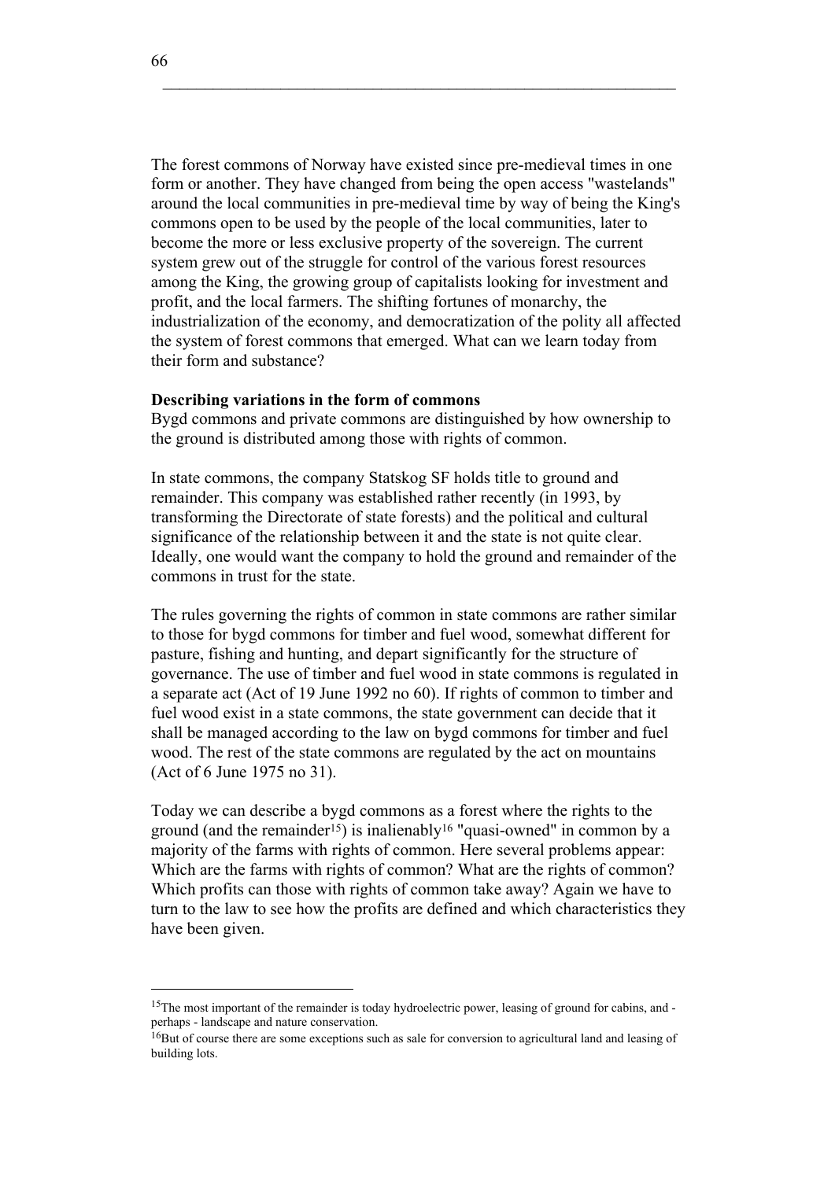The forest commons of Norway have existed since pre-medieval times in one form or another. They have changed from being the open access "wastelands" around the local communities in pre-medieval time by way of being the King's commons open to be used by the people of the local communities, later to become the more or less exclusive property of the sovereign. The current system grew out of the struggle for control of the various forest resources among the King, the growing group of capitalists looking for investment and profit, and the local farmers. The shifting fortunes of monarchy, the industrialization of the economy, and democratization of the polity all affected the system of forest commons that emerged. What can we learn today from their form and substance?

**Describing variations in the form of commons**

Bygd commons and private commons are distinguished by how ownership to the ground is distributed among those with rights of common.

In state commons, the company Statskog SF holds title to ground and remainder. This company was established rather recently (in 1993, by transforming the Directorate of state forests) and the political and cultural significance of the relationship between it and the state is not quite clear. Ideally, one would want the company to hold the ground and remainder of the commons in trust for the state.

The rules governing the rights of common in state commons are rather similar to those for bygd commons for timber and fuel wood, somewhat different for pasture, fishing and hunting, and depart significantly for the structure of governance. The use of timber and fuel wood in state commons is regulated in a separate act (Act of 19 June 1992 no 60). If rights of common to timber and fuel wood exist in a state commons, the state government can decide that it shall be managed according to the law on bygd commons for timber and fuel wood. The rest of the state commons are regulated by the act on mountains (Act of 6 June 1975 no 31).

Today we can describe a bygd commons as a forest where the rights to the ground (and the remainder[15]) is inalienably[16] "quasi-owned" in common by a majority of the farms with rights of common. Here several problems appear: Which are the farms with rights of common? What are the rights of common? Which profits can those with rights of common take away? Again we have to turn to the law to see how the profits are defined and which characteristics they have been given.

---

[15]The most important of the remainder is today hydroelectric power, leasing of ground for cabins, and - perhaps - landscape and nature conservation.

[16]But of course there are some exceptions such as sale for conversion to agricultural land and leasing of building lots.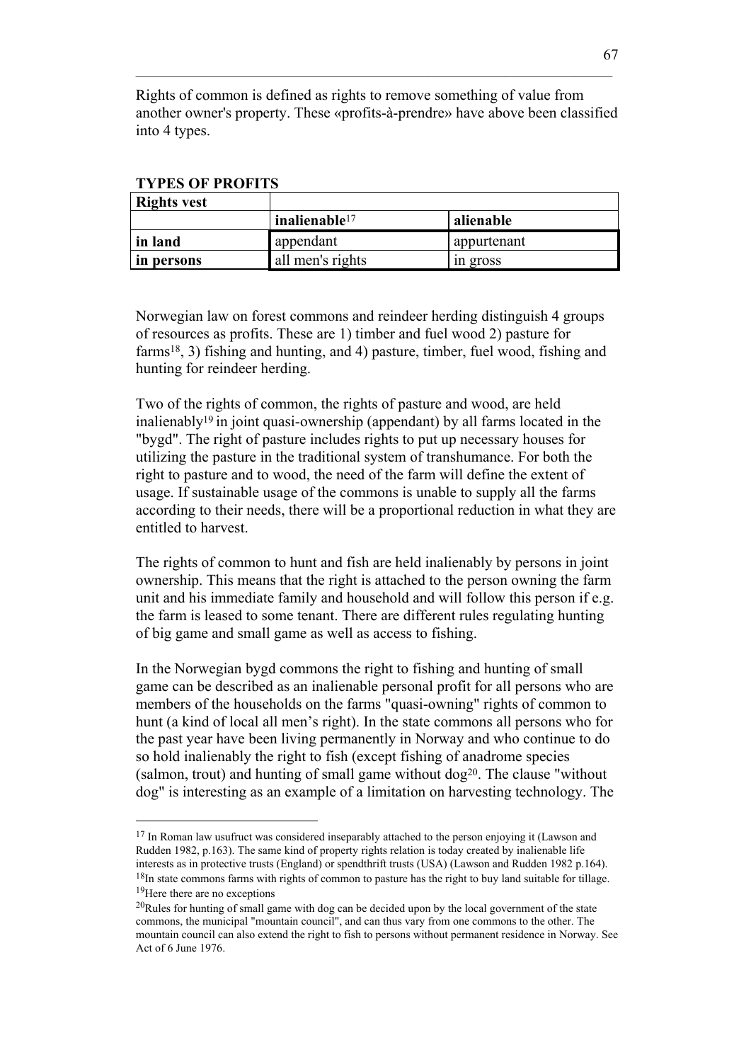Rights of common is defined as rights to remove something of value from another owner's property. These «profits-à-prendre» have above been classified into 4 types.

**TYPES OF PROFITS**

| **Rights vest** | | |
|---|---|---|
| | **inalienable**[17] | **alienable** |
| **in land** | appendant | appurtenant |
| **in persons** | all men's rights | in gross |

Norwegian law on forest commons and reindeer herding distinguish 4 groups of resources as profits. These are 1) timber and fuel wood 2) pasture for farms[18], 3) fishing and hunting, and 4) pasture, timber, fuel wood, fishing and hunting for reindeer herding.

Two of the rights of common, the rights of pasture and wood, are held inalienably[19] in joint quasi-ownership (appendant) by all farms located in the "bygd". The right of pasture includes rights to put up necessary houses for utilizing the pasture in the traditional system of transhumance. For both the right to pasture and to wood, the need of the farm will define the extent of usage. If sustainable usage of the commons is unable to supply all the farms according to their needs, there will be a proportional reduction in what they are entitled to harvest.

The rights of common to hunt and fish are held inalienably by persons in joint ownership. This means that the right is attached to the person owning the farm unit and his immediate family and household and will follow this person if e.g. the farm is leased to some tenant. There are different rules regulating hunting of big game and small game as well as access to fishing.

In the Norwegian bygd commons the right to fishing and hunting of small game can be described as an inalienable personal profit for all persons who are members of the households on the farms "quasi-owning" rights of common to hunt (a kind of local all men's right). In the state commons all persons who for the past year have been living permanently in Norway and who continue to do so hold inalienably the right to fish (except fishing of anadrome species (salmon, trout) and hunting of small game without dog[20]. The clause "without dog" is interesting as an example of a limitation on harvesting technology. The

---

[17] In Roman law usufruct was considered inseparably attached to the person enjoying it (Lawson and Rudden 1982, p.163). The same kind of property rights relation is today created by inalienable life interests as in protective trusts (England) or spendthrift trusts (USA) (Lawson and Rudden 1982 p.164).

[18] In state commons farms with rights of common to pasture has the right to buy land suitable for tillage.

[19] Here there are no exceptions

[20] Rules for hunting of small game with dog can be decided upon by the local government of the state commons, the municipal "mountain council", and can thus vary from one commons to the other. The mountain council can also extend the right to fish to persons without permanent residence in Norway. See Act of 6 June 1976.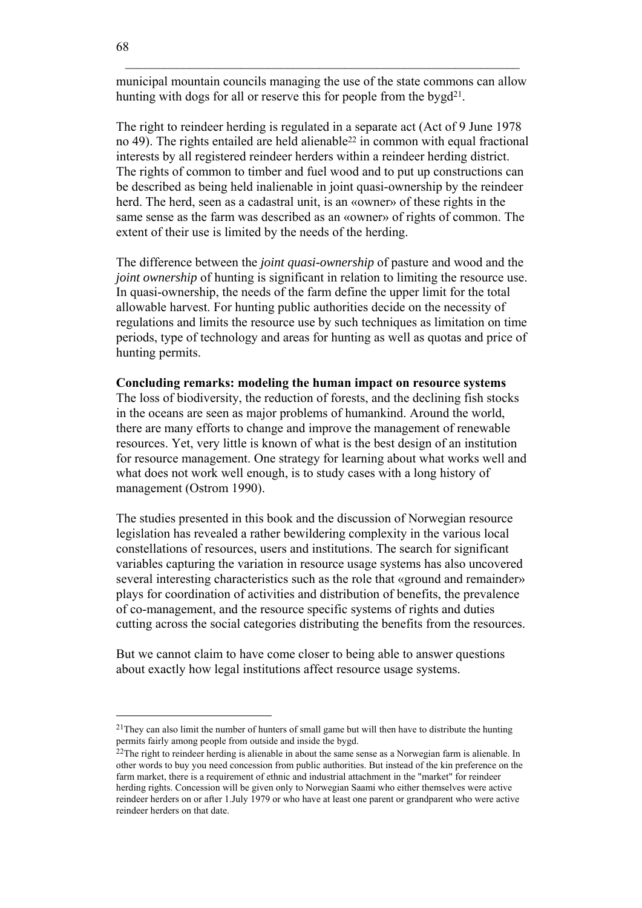municipal mountain councils managing the use of the state commons can allow hunting with dogs for all or reserve this for people from the bygd[21].

The right to reindeer herding is regulated in a separate act (Act of 9 June 1978 no 49). The rights entailed are held alienable[22] in common with equal fractional interests by all registered reindeer herders within a reindeer herding district. The rights of common to timber and fuel wood and to put up constructions can be described as being held inalienable in joint quasi-ownership by the reindeer herd. The herd, seen as a cadastral unit, is an «owner» of these rights in the same sense as the farm was described as an «owner» of rights of common. The extent of their use is limited by the needs of the herding.

The difference between the *joint quasi-ownership* of pasture and wood and the *joint ownership* of hunting is significant in relation to limiting the resource use. In quasi-ownership, the needs of the farm define the upper limit for the total allowable harvest. For hunting public authorities decide on the necessity of regulations and limits the resource use by such techniques as limitation on time periods, type of technology and areas for hunting as well as quotas and price of hunting permits.

**Concluding remarks: modeling the human impact on resource systems**

The loss of biodiversity, the reduction of forests, and the declining fish stocks in the oceans are seen as major problems of humankind. Around the world, there are many efforts to change and improve the management of renewable resources. Yet, very little is known of what is the best design of an institution for resource management. One strategy for learning about what works well and what does not work well enough, is to study cases with a long history of management (Ostrom 1990).

The studies presented in this book and the discussion of Norwegian resource legislation has revealed a rather bewildering complexity in the various local constellations of resources, users and institutions. The search for significant variables capturing the variation in resource usage systems has also uncovered several interesting characteristics such as the role that «ground and remainder» plays for coordination of activities and distribution of benefits, the prevalence of co-management, and the resource specific systems of rights and duties cutting across the social categories distributing the benefits from the resources.

But we cannot claim to have come closer to being able to answer questions about exactly how legal institutions affect resource usage systems.

---

[21] They can also limit the number of hunters of small game but will then have to distribute the hunting permits fairly among people from outside and inside the bygd.

[22] The right to reindeer herding is alienable in about the same sense as a Norwegian farm is alienable. In other words to buy you need concession from public authorities. But instead of the kin preference on the farm market, there is a requirement of ethnic and industrial attachment in the "market" for reindeer herding rights. Concession will be given only to Norwegian Saami who either themselves were active reindeer herders on or after 1.July 1979 or who have at least one parent or grandparent who were active reindeer herders on that date.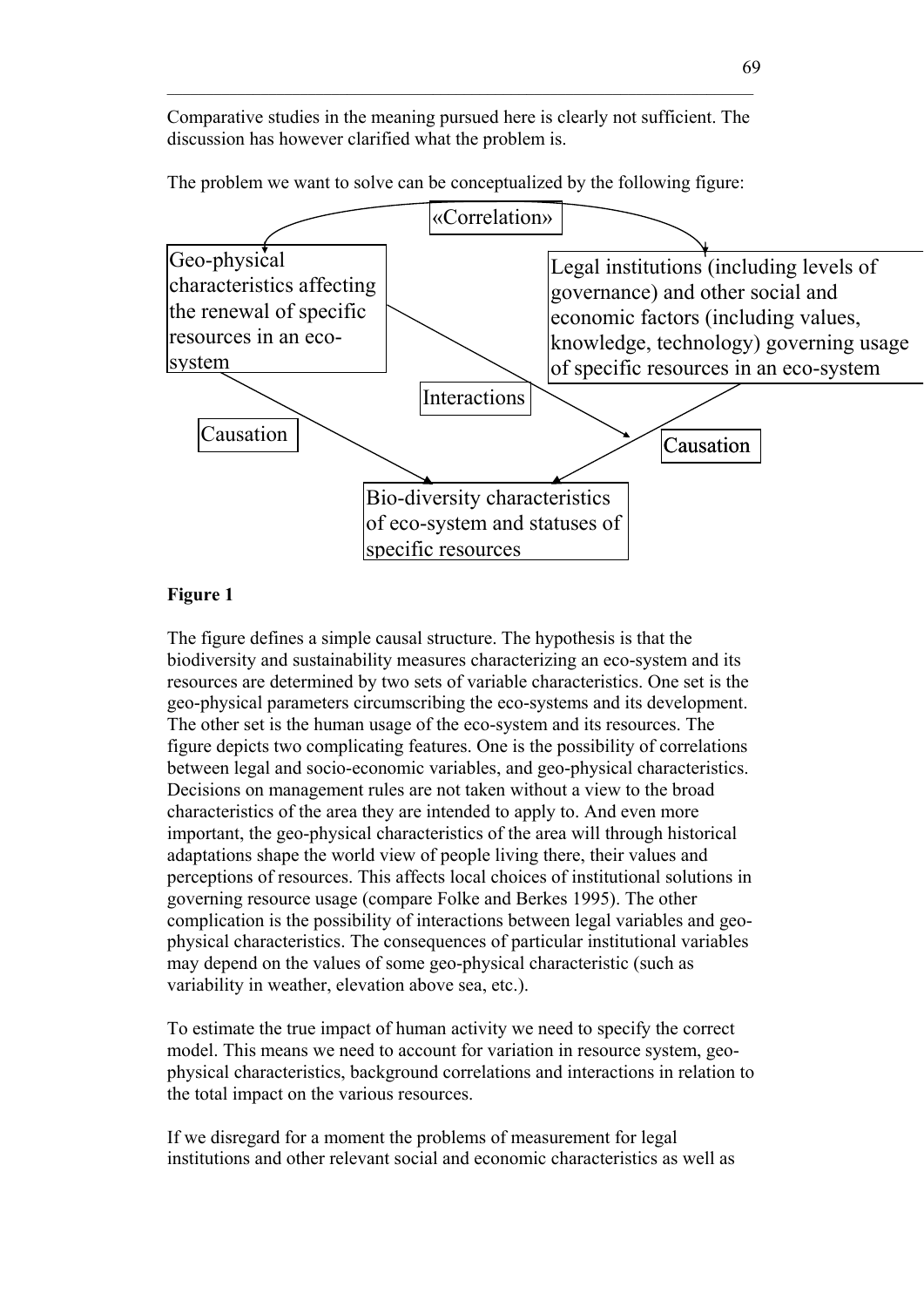Comparative studies in the meaning pursued here is clearly not sufficient. The discussion has however clarified what the problem is.

The problem we want to solve can be conceptualized by the following figure:

«Correlation»

Geo-physical characteristics affecting the renewal of specific resources in an eco-system

Legal institutions (including levels of governance) and other social and economic factors (including values, knowledge, technology) governing usage of specific resources in an eco-system

Interactions

Causation

Causation

Bio-diversity characteristics of eco-system and statuses of specific resources

**Figure 1**

The figure defines a simple causal structure. The hypothesis is that the biodiversity and sustainability measures characterizing an eco-system and its resources are determined by two sets of variable characteristics. One set is the geo-physical parameters circumscribing the eco-systems and its development. The other set is the human usage of the eco-system and its resources. The figure depicts two complicating features. One is the possibility of correlations between legal and socio-economic variables, and geo-physical characteristics. Decisions on management rules are not taken without a view to the broad characteristics of the area they are intended to apply to. And even more important, the geo-physical characteristics of the area will through historical adaptations shape the world view of people living there, their values and perceptions of resources. This affects local choices of institutional solutions in governing resource usage (compare Folke and Berkes 1995). The other complication is the possibility of interactions between legal variables and geo-physical characteristics. The consequences of particular institutional variables may depend on the values of some geo-physical characteristic (such as variability in weather, elevation above sea, etc.).

To estimate the true impact of human activity we need to specify the correct model. This means we need to account for variation in resource system, geo-physical characteristics, background correlations and interactions in relation to the total impact on the various resources.

If we disregard for a moment the problems of measurement for legal institutions and other relevant social and economic characteristics as well as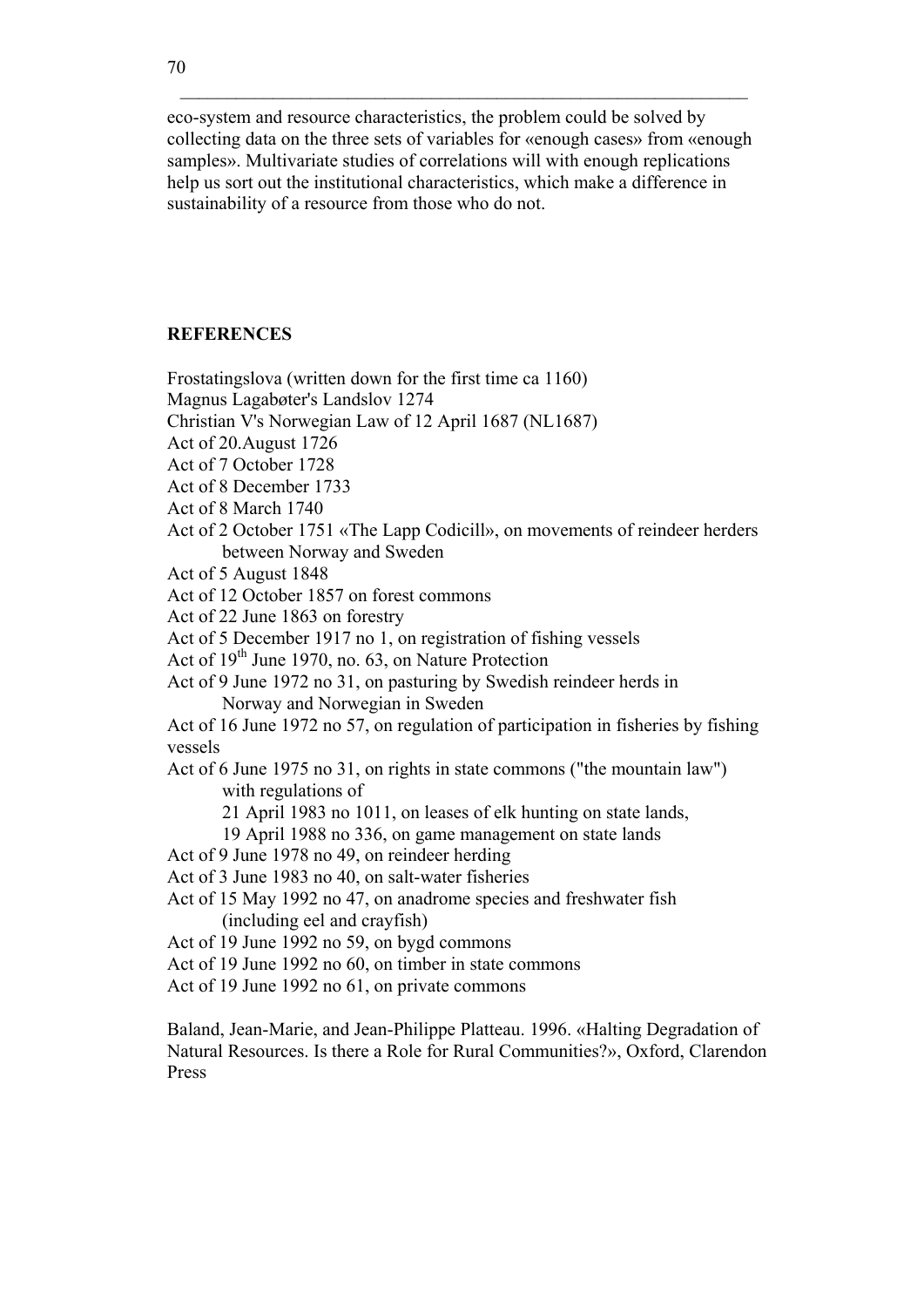eco-system and resource characteristics, the problem could be solved by collecting data on the three sets of variables for «enough cases» from «enough samples». Multivariate studies of correlations will with enough replications help us sort out the institutional characteristics, which make a difference in sustainability of a resource from those who do not.

**REFERENCES**

Frostatingslova (written down for the first time ca 1160)
Magnus Lagabøter's Landslov 1274
Christian V's Norwegian Law of 12 April 1687 (NL1687)
Act of 20.August 1726
Act of 7 October 1728
Act of 8 December 1733
Act of 8 March 1740
Act of 2 October 1751 «The Lapp Codicill», on movements of reindeer herders between Norway and Sweden
Act of 5 August 1848
Act of 12 October 1857 on forest commons
Act of 22 June 1863 on forestry
Act of 5 December 1917 no 1, on registration of fishing vessels
Act of 19th June 1970, no. 63, on Nature Protection
Act of 9 June 1972 no 31, on pasturing by Swedish reindeer herds in Norway and Norwegian in Sweden
Act of 16 June 1972 no 57, on regulation of participation in fisheries by fishing vessels
Act of 6 June 1975 no 31, on rights in state commons ("the mountain law") with regulations of
21 April 1983 no 1011, on leases of elk hunting on state lands,
19 April 1988 no 336, on game management on state lands
Act of 9 June 1978 no 49, on reindeer herding
Act of 3 June 1983 no 40, on salt-water fisheries
Act of 15 May 1992 no 47, on anadrome species and freshwater fish (including eel and crayfish)
Act of 19 June 1992 no 59, on bygd commons
Act of 19 June 1992 no 60, on timber in state commons
Act of 19 June 1992 no 61, on private commons

Baland, Jean-Marie, and Jean-Philippe Platteau. 1996. «Halting Degradation of Natural Resources. Is there a Role for Rural Communities?», Oxford, Clarendon Press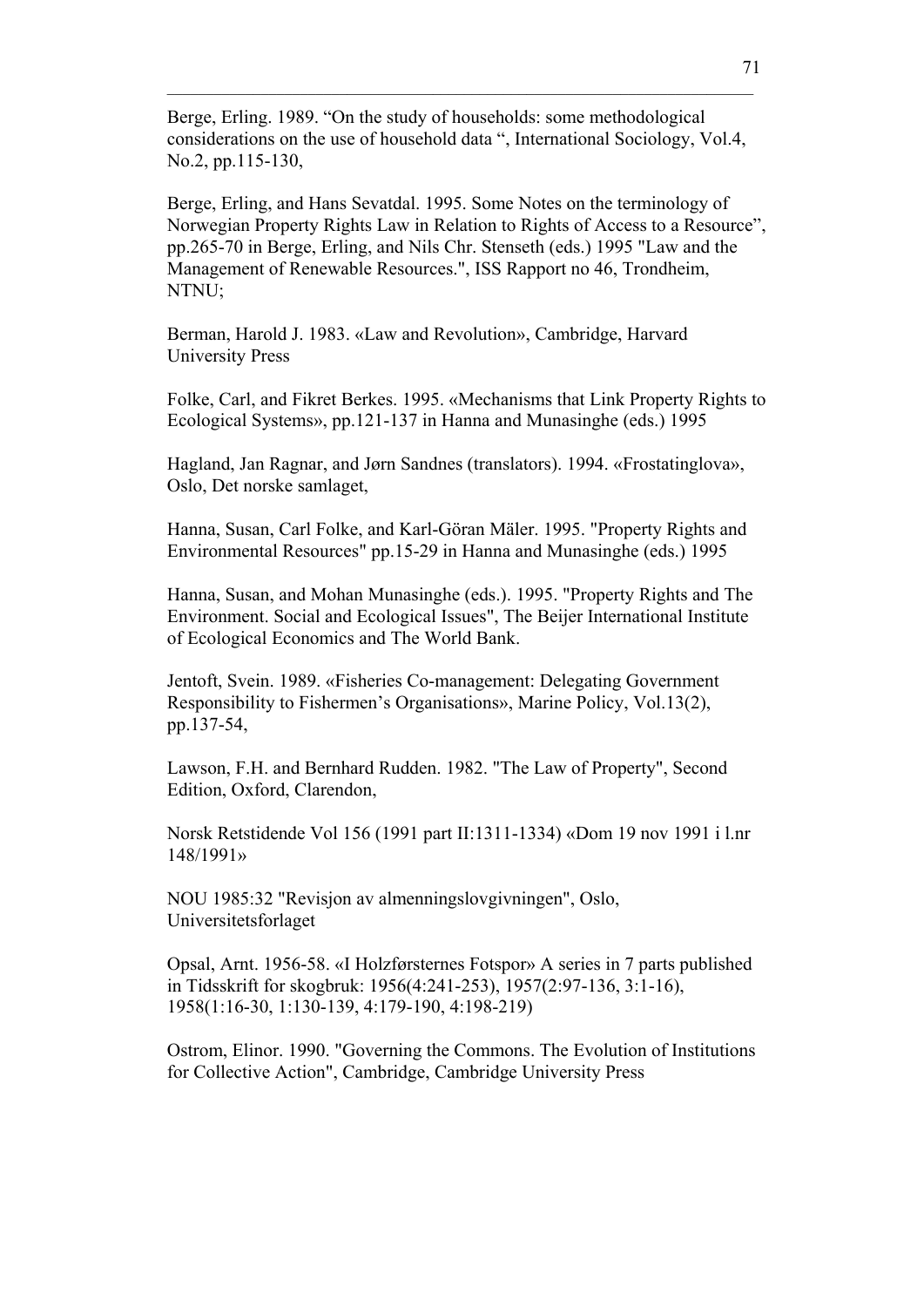Berge, Erling. 1989. “On the study of households: some methodological considerations on the use of household data “, International Sociology, Vol.4, No.2, pp.115-130,

Berge, Erling, and Hans Sevatdal. 1995. Some Notes on the terminology of Norwegian Property Rights Law in Relation to Rights of Access to a Resource”, pp.265-70 in Berge, Erling, and Nils Chr. Stenseth (eds.) 1995 "Law and the Management of Renewable Resources.", ISS Rapport no 46, Trondheim, NTNU;

Berman, Harold J. 1983. «Law and Revolution», Cambridge, Harvard University Press

Folke, Carl, and Fikret Berkes. 1995. «Mechanisms that Link Property Rights to Ecological Systems», pp.121-137 in Hanna and Munasinghe (eds.) 1995

Hagland, Jan Ragnar, and Jørn Sandnes (translators). 1994. «Frostatinglova», Oslo, Det norske samlaget,

Hanna, Susan, Carl Folke, and Karl-Göran Mäler. 1995. "Property Rights and Environmental Resources" pp.15-29 in Hanna and Munasinghe (eds.) 1995

Hanna, Susan, and Mohan Munasinghe (eds.). 1995. "Property Rights and The Environment. Social and Ecological Issues", The Beijer International Institute of Ecological Economics and The World Bank.

Jentoft, Svein. 1989. «Fisheries Co-management: Delegating Government Responsibility to Fishermen's Organisations», Marine Policy, Vol.13(2), pp.137-54,

Lawson, F.H. and Bernhard Rudden. 1982. "The Law of Property", Second Edition, Oxford, Clarendon,

Norsk Retstidende Vol 156 (1991 part II:1311-1334) «Dom 19 nov 1991 i l.nr 148/1991»

NOU 1985:32 "Revisjon av almenningslovgivningen", Oslo, Universitetsforlaget

Opsal, Arnt. 1956-58. «I Holzførsternes Fotspor» A series in 7 parts published in Tidsskrift for skogbruk: 1956(4:241-253), 1957(2:97-136, 3:1-16), 1958(1:16-30, 1:130-139, 4:179-190, 4:198-219)

Ostrom, Elinor. 1990. "Governing the Commons. The Evolution of Institutions for Collective Action", Cambridge, Cambridge University Press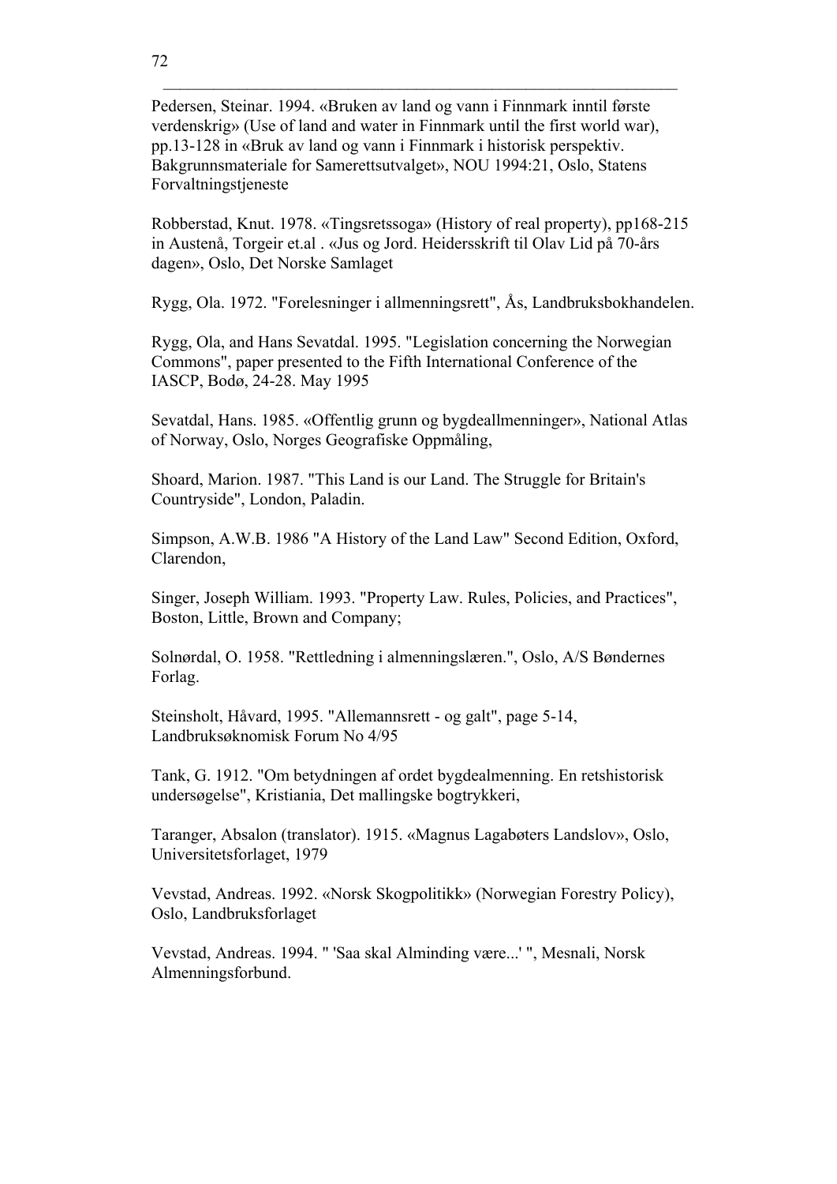Pedersen, Steinar. 1994. «Bruken av land og vann i Finnmark inntil første verdenskrig» (Use of land and water in Finnmark until the first world war), pp.13-128 in «Bruk av land og vann i Finnmark i historisk perspektiv. Bakgrunnsmateriale for Samerettsutvalget», NOU 1994:21, Oslo, Statens Forvaltningstjeneste

Robberstad, Knut. 1978. «Tingsretssoga» (History of real property), pp168-215 in Austenå, Torgeir et.al . «Jus og Jord. Heidersskrift til Olav Lid på 70-års dagen», Oslo, Det Norske Samlaget

Rygg, Ola. 1972. "Forelesninger i allmenningsrett", Ås, Landbruksbokhandelen.

Rygg, Ola, and Hans Sevatdal. 1995. "Legislation concerning the Norwegian Commons", paper presented to the Fifth International Conference of the IASCP, Bodø, 24-28. May 1995

Sevatdal, Hans. 1985. «Offentlig grunn og bygdeallmenninger», National Atlas of Norway, Oslo, Norges Geografiske Oppmåling,

Shoard, Marion. 1987. "This Land is our Land. The Struggle for Britain's Countryside", London, Paladin.

Simpson, A.W.B. 1986 "A History of the Land Law" Second Edition, Oxford, Clarendon,

Singer, Joseph William. 1993. "Property Law. Rules, Policies, and Practices", Boston, Little, Brown and Company;

Solnørdal, O. 1958. "Rettledning i almenningslæren.", Oslo, A/S Bøndernes Forlag.

Steinsholt, Håvard, 1995. "Allemannsrett - og galt", page 5-14, Landbruksøknomisk Forum No 4/95

Tank, G. 1912. "Om betydningen af ordet bygdealmenning. En retshistorisk undersøgelse", Kristiania, Det mallingske bogtrykkeri,

Taranger, Absalon (translator). 1915. «Magnus Lagabøters Landslov», Oslo, Universitetsforlaget, 1979

Vevstad, Andreas. 1992. «Norsk Skogpolitikk» (Norwegian Forestry Policy), Oslo, Landbruksforlaget

Vevstad, Andreas. 1994. " 'Saa skal Alminding være...' ", Mesnali, Norsk Almenningsforbund.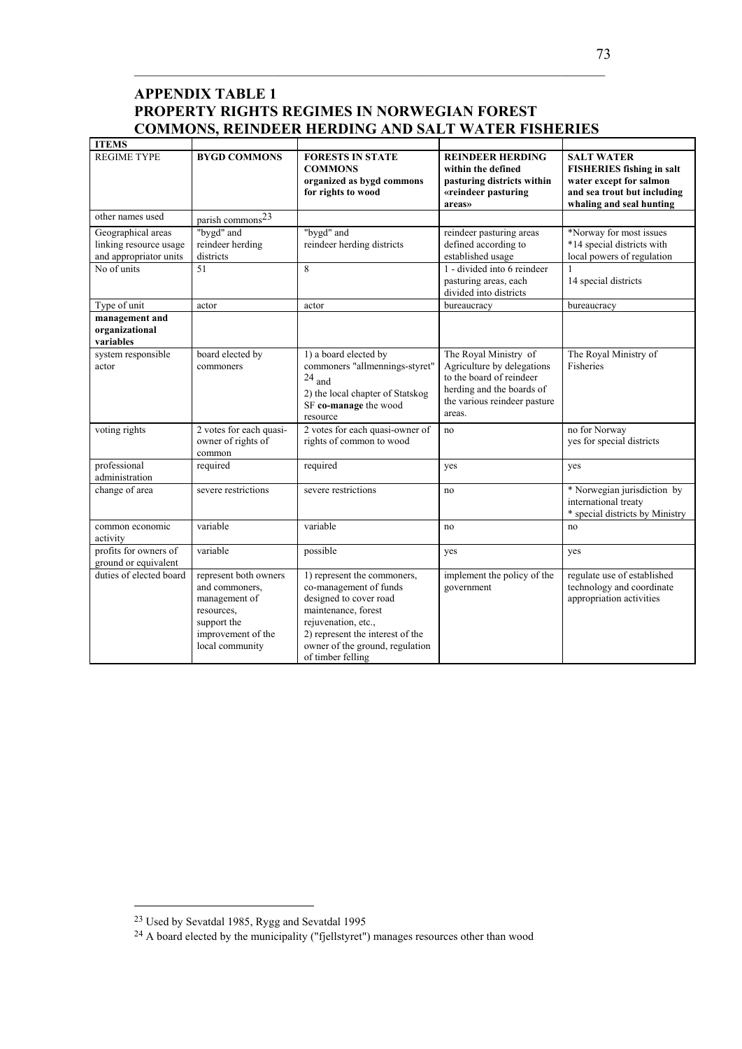## APPENDIX TABLE 1
## PROPERTY RIGHTS REGIMES IN NORWEGIAN FOREST COMMONS, REINDEER HERDING AND SALT WATER FISHERIES

| ITEMS | | | | |
|---|---|---|---|---|
| REGIME TYPE | **BYGD COMMONS** | **FORESTS IN STATE COMMONS organized as bygd commons for rights to wood** | **REINDEER HERDING within the defined pasturing districts within «reindeer pasturing areas»** | **SALT WATER FISHERIES fishing in salt water except for salmon and sea trout but including whaling and seal hunting** |
| other names used | parish commons[23] | | | |
| Geographical areas linking resource usage and appropriator units | "bygd" and reindeer herding districts | "bygd" and reindeer herding districts | reindeer pasturing areas defined according to established usage | *Norway for most issues *14 special districts with local powers of regulation |
| No of units | 51 | 8 | 1 - divided into 6 reindeer pasturing areas, each divided into districts | 1 14 special districts |
| Type of unit | actor | actor | bureaucracy | bureaucracy |
| **management and organizational variables** | | | | |
| system responsible actor | board elected by commoners | 1) a board elected by commoners "allmennings-styret"[24] and 2) the local chapter of Statskog SF **co-manage** the wood resource | The Royal Ministry of Agriculture by delegations to the board of reindeer herding and the boards of the various reindeer pasture areas. | The Royal Ministry of Fisheries |
| voting rights | 2 votes for each quasi-owner of rights of common | 2 votes for each quasi-owner of rights of common to wood | no | no for Norway yes for special districts |
| professional administration | required | required | yes | yes |
| change of area | severe restrictions | severe restrictions | no | * Norwegian jurisdiction by international treaty * special districts by Ministry |
| common economic activity | variable | variable | no | no |
| profits for owners of ground or equivalent | variable | possible | yes | yes |
| duties of elected board | represent both owners and commoners, management of resources, support the improvement of the local community | 1) represent the commoners, co-management of funds designed to cover road maintenance, forest rejuvenation, etc., 2) represent the interest of the owner of the ground, regulation of timber felling | implement the policy of the government | regulate use of established technology and coordinate appropriation activities |

[23] Used by Sevatdal 1985, Rygg and Sevatdal 1995

[24] A board elected by the municipality ("fjellstyret") manages resources other than wood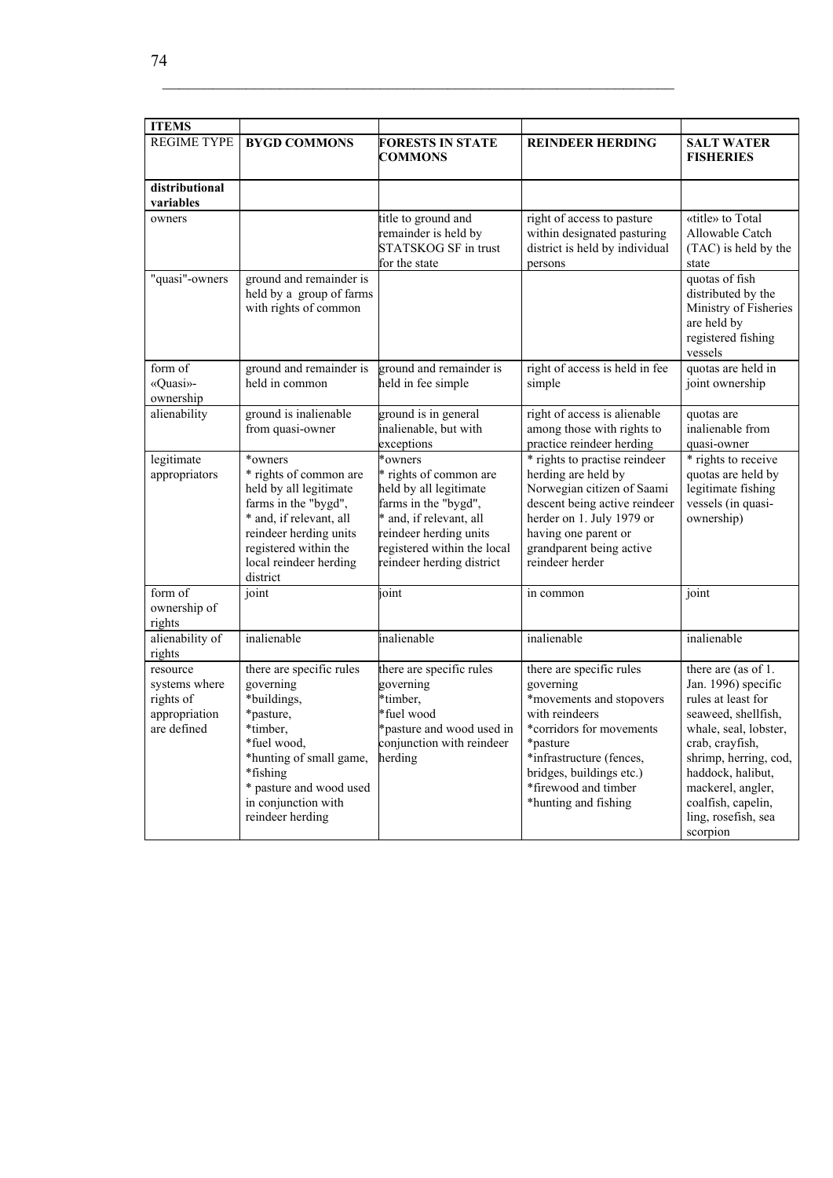| ITEMS | | | | |
|---|---|---|---|---|
| REGIME TYPE | **BYGD COMMONS** | **FORESTS IN STATE COMMONS** | **REINDEER HERDING** | **SALT WATER FISHERIES** |
| **distributional variables** | | | | |
| owners | | title to ground and remainder is held by STATSKOG SF in trust for the state | right of access to pasture within designated pasturing district is held by individual persons | «title» to Total Allowable Catch (TAC) is held by the state |
| "quasi"-owners | ground and remainder is held by a group of farms with rights of common | | | quotas of fish distributed by the Ministry of Fisheries are held by registered fishing vessels |
| form of «Quasi»-ownership | ground and remainder is held in common | ground and remainder is held in fee simple | right of access is held in fee simple | quotas are held in joint ownership |
| alienability | ground is inalienable from quasi-owner | ground is in general inalienable, but with exceptions | right of access is alienable among those with rights to practice reindeer herding | quotas are inalienable from quasi-owner |
| legitimate appropriators | *owners<br>* rights of common are held by all legitimate farms in the "bygd",<br>* and, if relevant, all reindeer herding units registered within the local reindeer herding district | *owners<br>* rights of common are held by all legitimate farms in the "bygd",<br>* and, if relevant, all reindeer herding units registered within the local reindeer herding district | * rights to practise reindeer herding are held by Norwegian citizen of Saami descent being active reindeer herder on 1. July 1979 or having one parent or grandparent being active reindeer herder | * rights to receive quotas are held by legitimate fishing vessels (in quasi-ownership) |
| form of ownership of rights | joint | joint | in common | joint |
| alienability of rights | inalienable | inalienable | inalienable | inalienable |
| resource systems where rights of appropriation are defined | there are specific rules governing<br>*buildings,<br>*pasture,<br>*timber,<br>*fuel wood,<br>*hunting of small game,<br>*fishing<br>* pasture and wood used in conjunction with reindeer herding | there are specific rules governing<br>*timber,<br>*fuel wood<br>*pasture and wood used in conjunction with reindeer herding | there are specific rules governing<br>*movements and stopovers with reindeers<br>*corridors for movements<br>*pasture<br>*infrastructure (fences, bridges, buildings etc.)<br>*firewood and timber<br>*hunting and fishing | there are (as of 1. Jan. 1996) specific rules at least for seaweed, shellfish, whale, seal, lobster, crab, crayfish, shrimp, herring, cod, haddock, halibut, mackerel, angler, coalfish, capelin, ling, rosefish, sea scorpion |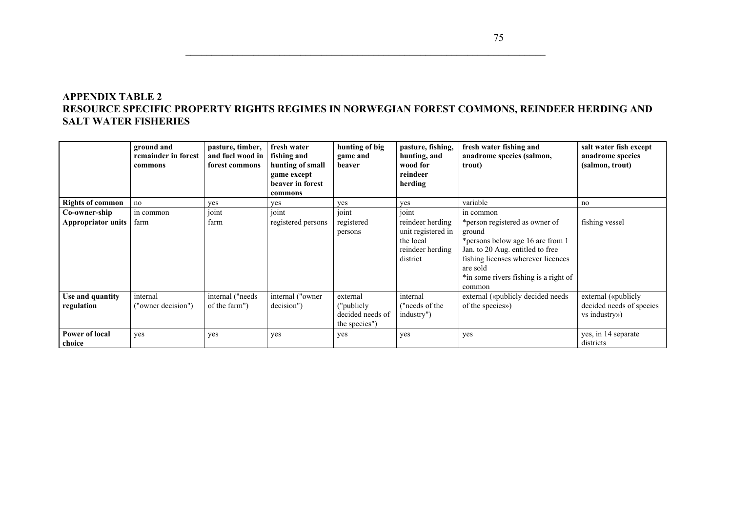## APPENDIX TABLE 2
## RESOURCE SPECIFIC PROPERTY RIGHTS REGIMES IN NORWEGIAN FOREST COMMONS, REINDEER HERDING AND SALT WATER FISHERIES

| | **ground and remainder in forest commons** | **pasture, timber, and fuel wood in forest commons** | **fresh water fishing and hunting of small game except beaver in forest commons** | **hunting of big game and beaver** | **pasture, fishing, hunting, and wood for reindeer herding** | **fresh water fishing and anadrome species (salmon, trout)** | **salt water fish except anadrome species (salmon, trout)** |
|---|---|---|---|---|---|---|---|
| **Rights of common** | no | yes | yes | yes | yes | variable | no |
| **Co-owner-ship** | in common | joint | joint | joint | joint | in common | |
| **Appropriator units** | farm | farm | registered persons | registered persons | reindeer herding unit registered in the local reindeer herding district | *person registered as owner of ground<br>*persons below age 16 are from 1 Jan. to 20 Aug. entitled to free fishing licenses wherever licences are sold<br>*in some rivers fishing is a right of common | fishing vessel |
| **Use and quantity regulation** | internal ("owner decision") | internal ("needs of the farm") | internal ("owner decision") | external ("publicly decided needs of the species") | internal ("needs of the industry") | external («publicly decided needs of the species») | external («publicly decided needs of species vs industry») |
| **Power of local choice** | yes | yes | yes | yes | yes | yes | yes, in 14 separate districts |